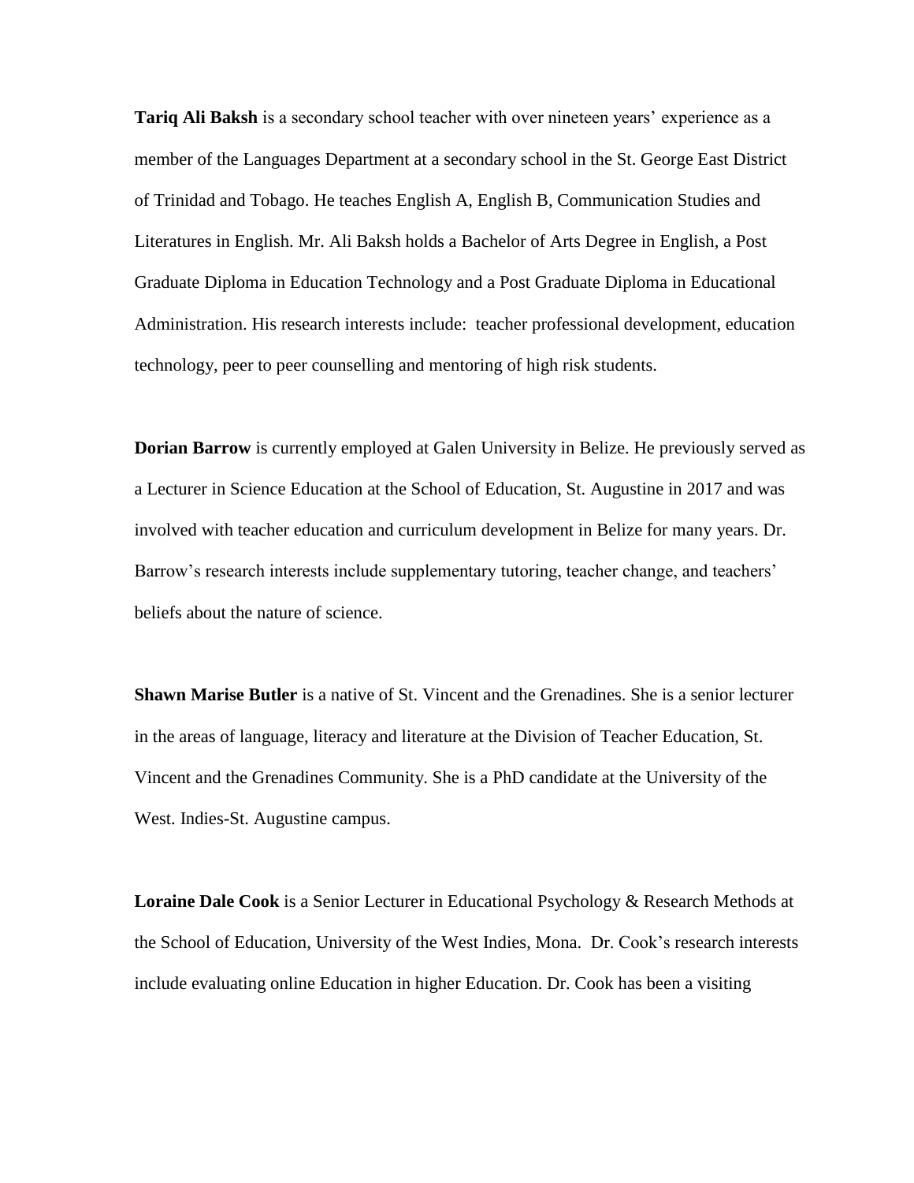**Tariq Ali Baksh** is a secondary school teacher with over nineteen years' experience as a member of the Languages Department at a secondary school in the St. George East District of Trinidad and Tobago. He teaches English A, English B, Communication Studies and Literatures in English. Mr. Ali Baksh holds a Bachelor of Arts Degree in English, a Post Graduate Diploma in Education Technology and a Post Graduate Diploma in Educational Administration. His research interests include: teacher professional development, education technology, peer to peer counselling and mentoring of high risk students.

**Dorian Barrow** is currently employed at Galen University in Belize. He previously served as a Lecturer in Science Education at the School of Education, St. Augustine in 2017 and was involved with teacher education and curriculum development in Belize for many years. Dr. Barrow's research interests include supplementary tutoring, teacher change, and teachers' beliefs about the nature of science.

**Shawn Marise Butler** is a native of St. Vincent and the Grenadines. She is a senior lecturer in the areas of language, literacy and literature at the Division of Teacher Education, St. Vincent and the Grenadines Community. She is a PhD candidate at the University of the West. Indies-St. Augustine campus.

**Loraine Dale Cook** is a Senior Lecturer in Educational Psychology & Research Methods at the School of Education, University of the West Indies, Mona. Dr. Cook's research interests include evaluating online Education in higher Education. Dr. Cook has been a visiting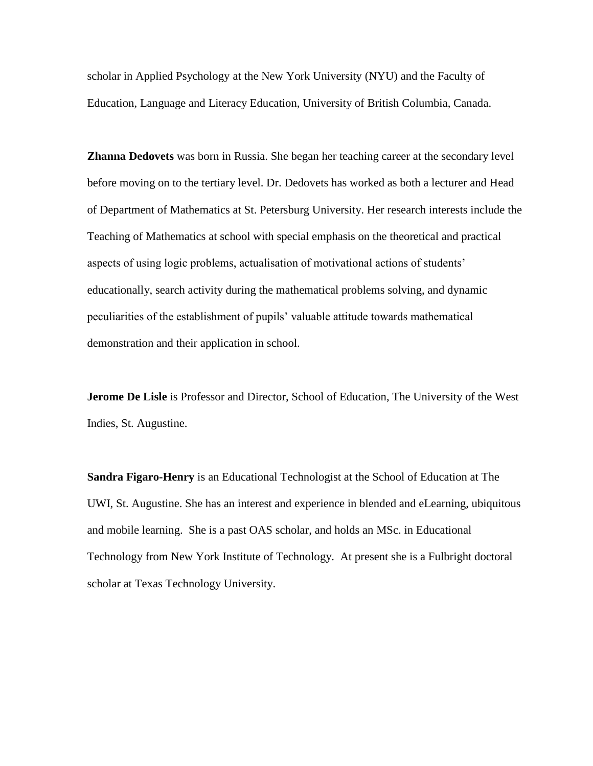scholar in Applied Psychology at the New York University (NYU) and the Faculty of Education, Language and Literacy Education, University of British Columbia, Canada.

**Zhanna Dedovets** was born in Russia. She began her teaching career at the secondary level before moving on to the tertiary level. Dr. Dedovets has worked as both a lecturer and Head of Department of Mathematics at St. Petersburg University. Her research interests include the Teaching of Mathematics at school with special emphasis on the theoretical and practical aspects of using logic problems, actualisation of motivational actions of students' educationally, search activity during the mathematical problems solving, and dynamic peculiarities of the establishment of pupils' valuable attitude towards mathematical demonstration and their application in school.

**Jerome De Lisle** is Professor and Director, School of Education, The University of the West Indies, St. Augustine.

**Sandra Figaro-Henry** is an Educational Technologist at the School of Education at The UWI, St. Augustine. She has an interest and experience in blended and eLearning, ubiquitous and mobile learning. She is a past OAS scholar, and holds an MSc. in Educational Technology from New York Institute of Technology. At present she is a Fulbright doctoral scholar at Texas Technology University.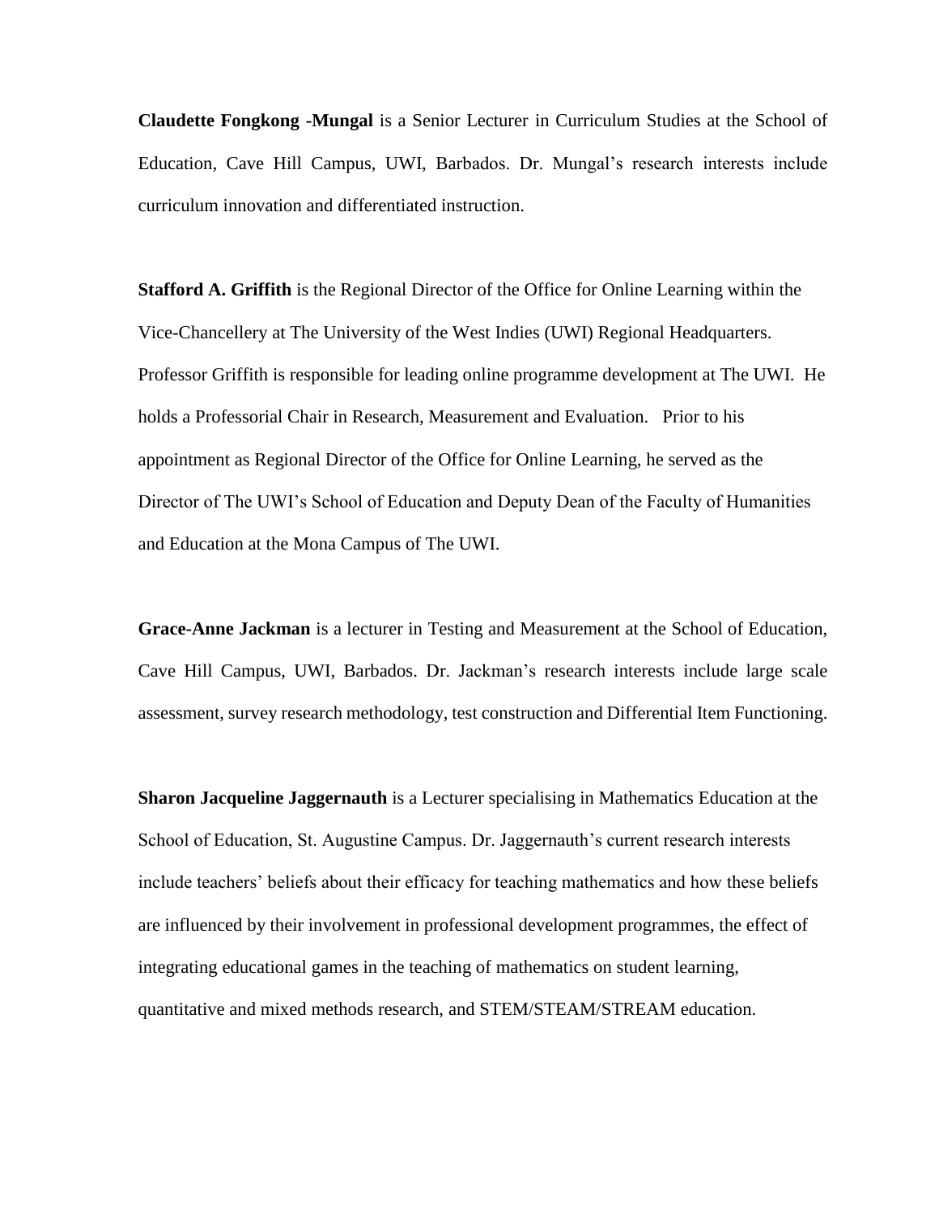**Claudette Fongkong -Mungal** is a Senior Lecturer in Curriculum Studies at the School of Education, Cave Hill Campus, UWI, Barbados. Dr. Mungal's research interests include curriculum innovation and differentiated instruction.

**Stafford A. Griffith** is the Regional Director of the Office for Online Learning within the Vice-Chancellery at The University of the West Indies (UWI) Regional Headquarters. Professor Griffith is responsible for leading online programme development at The UWI. He holds a Professorial Chair in Research, Measurement and Evaluation. Prior to his appointment as Regional Director of the Office for Online Learning, he served as the Director of The UWI's School of Education and Deputy Dean of the Faculty of Humanities and Education at the Mona Campus of The UWI.

**Grace-Anne Jackman** is a lecturer in Testing and Measurement at the School of Education, Cave Hill Campus, UWI, Barbados. Dr. Jackman's research interests include large scale assessment, survey research methodology, test construction and Differential Item Functioning.

**Sharon Jacqueline Jaggernauth** is a Lecturer specialising in Mathematics Education at the School of Education, St. Augustine Campus. Dr. Jaggernauth's current research interests include teachers' beliefs about their efficacy for teaching mathematics and how these beliefs are influenced by their involvement in professional development programmes, the effect of integrating educational games in the teaching of mathematics on student learning, quantitative and mixed methods research, and STEM/STEAM/STREAM education.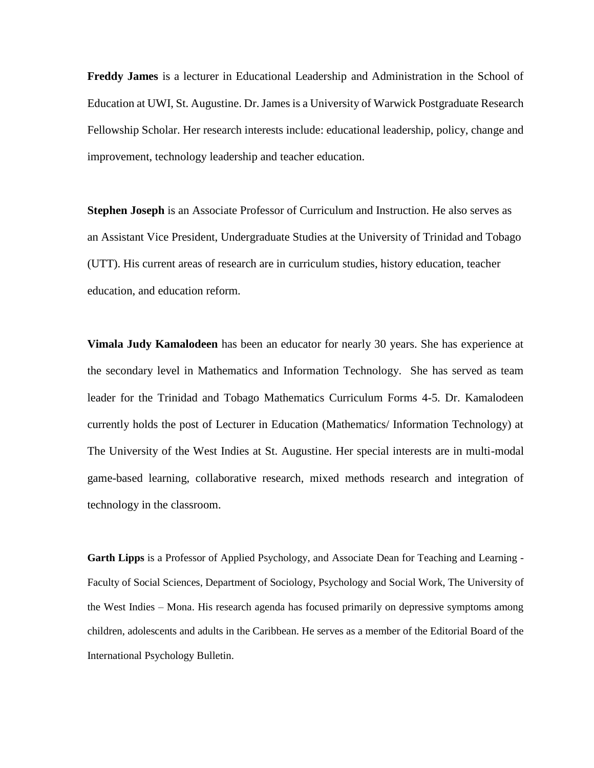**Freddy James** is a lecturer in Educational Leadership and Administration in the School of Education at UWI, St. Augustine. Dr. James is a University of Warwick Postgraduate Research Fellowship Scholar. Her research interests include: educational leadership, policy, change and improvement, technology leadership and teacher education.

**Stephen Joseph** is an Associate Professor of Curriculum and Instruction. He also serves as an Assistant Vice President, Undergraduate Studies at the University of Trinidad and Tobago (UTT). His current areas of research are in curriculum studies, history education, teacher education, and education reform.

**Vimala Judy Kamalodeen** has been an educator for nearly 30 years. She has experience at the secondary level in Mathematics and Information Technology. She has served as team leader for the Trinidad and Tobago Mathematics Curriculum Forms 4-5. Dr. Kamalodeen currently holds the post of Lecturer in Education (Mathematics/ Information Technology) at The University of the West Indies at St. Augustine. Her special interests are in multi-modal game-based learning, collaborative research, mixed methods research and integration of technology in the classroom.

**Garth Lipps** is a Professor of Applied Psychology, and Associate Dean for Teaching and Learning - Faculty of Social Sciences, Department of Sociology, Psychology and Social Work, The University of the West Indies – Mona. His research agenda has focused primarily on depressive symptoms among children, adolescents and adults in the Caribbean. He serves as a member of the Editorial Board of the International Psychology Bulletin.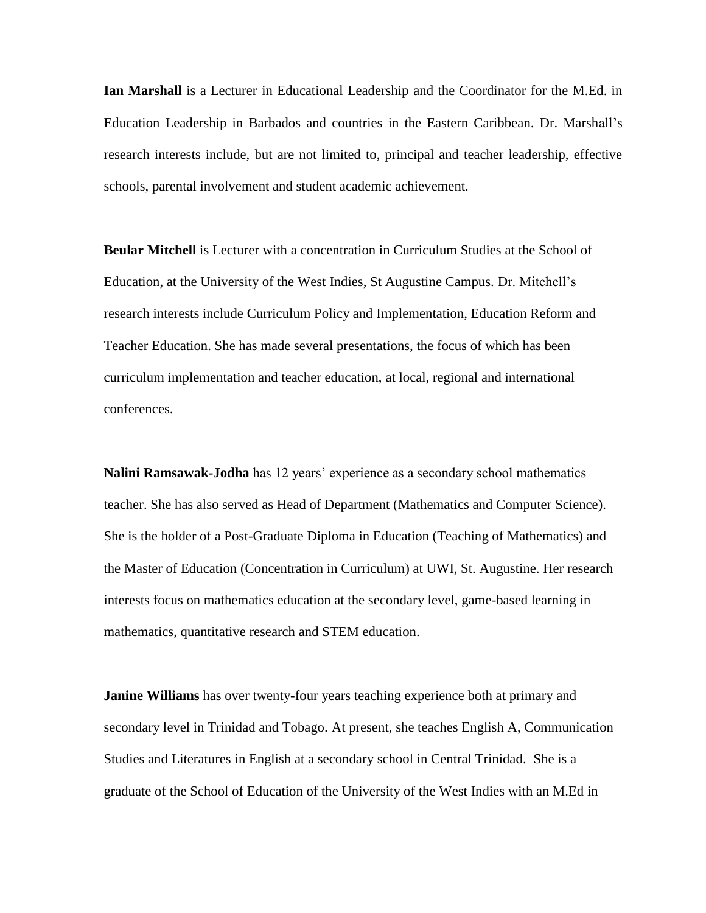**Ian Marshall** is a Lecturer in Educational Leadership and the Coordinator for the M.Ed. in Education Leadership in Barbados and countries in the Eastern Caribbean. Dr. Marshall's research interests include, but are not limited to, principal and teacher leadership, effective schools, parental involvement and student academic achievement.

**Beular Mitchell** is Lecturer with a concentration in Curriculum Studies at the School of Education, at the University of the West Indies, St Augustine Campus. Dr. Mitchell's research interests include Curriculum Policy and Implementation, Education Reform and Teacher Education. She has made several presentations, the focus of which has been curriculum implementation and teacher education, at local, regional and international conferences.

**Nalini Ramsawak-Jodha** has 12 years' experience as a secondary school mathematics teacher. She has also served as Head of Department (Mathematics and Computer Science). She is the holder of a Post-Graduate Diploma in Education (Teaching of Mathematics) and the Master of Education (Concentration in Curriculum) at UWI, St. Augustine. Her research interests focus on mathematics education at the secondary level, game-based learning in mathematics, quantitative research and STEM education.

**Janine Williams** has over twenty-four years teaching experience both at primary and secondary level in Trinidad and Tobago. At present, she teaches English A, Communication Studies and Literatures in English at a secondary school in Central Trinidad. She is a graduate of the School of Education of the University of the West Indies with an M.Ed in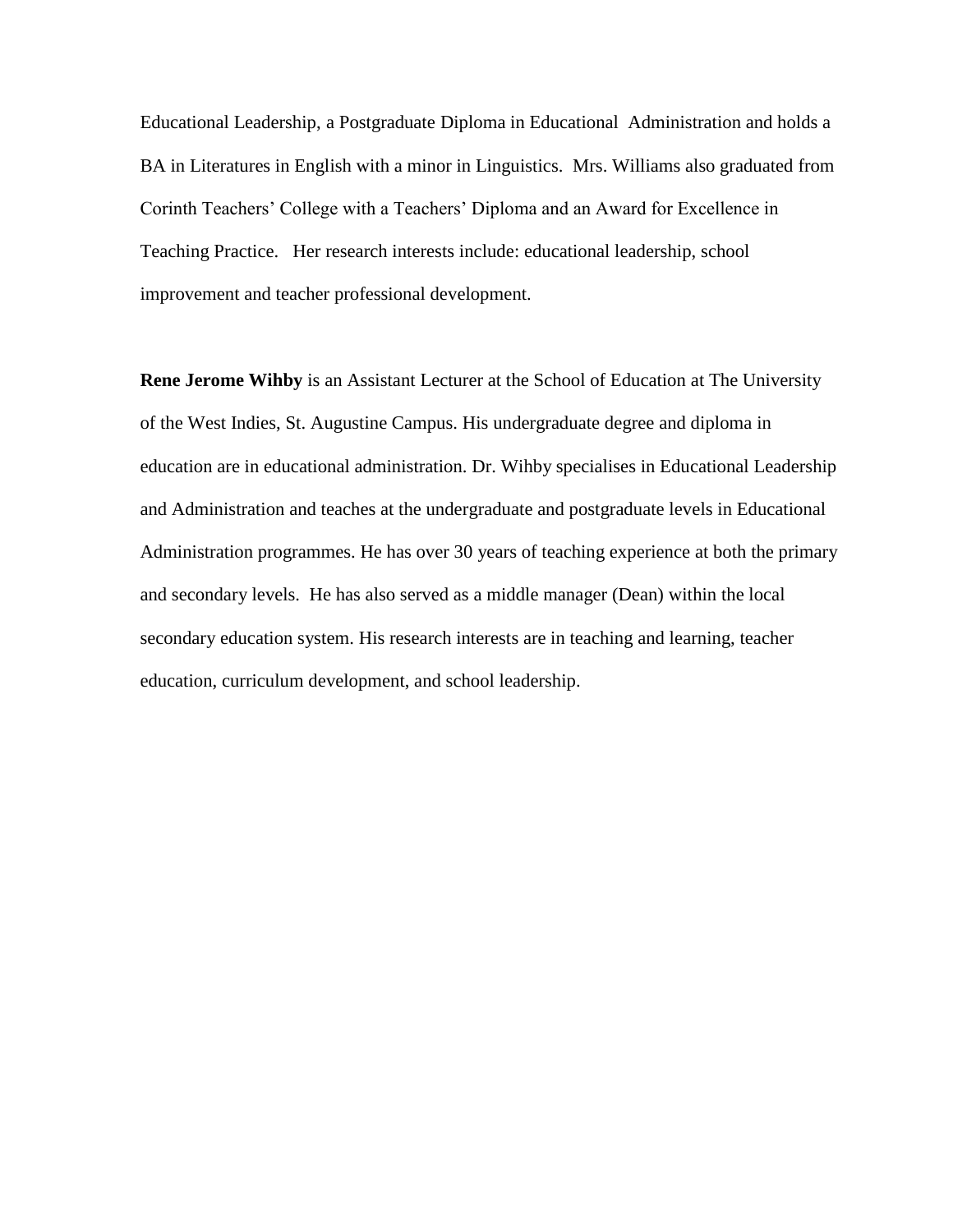Educational Leadership, a Postgraduate Diploma in Educational Administration and holds a BA in Literatures in English with a minor in Linguistics. Mrs. Williams also graduated from Corinth Teachers' College with a Teachers' Diploma and an Award for Excellence in Teaching Practice. Her research interests include: educational leadership, school improvement and teacher professional development.

**Rene Jerome Wihby** is an Assistant Lecturer at the School of Education at The University of the West Indies, St. Augustine Campus. His undergraduate degree and diploma in education are in educational administration. Dr. Wihby specialises in Educational Leadership and Administration and teaches at the undergraduate and postgraduate levels in Educational Administration programmes. He has over 30 years of teaching experience at both the primary and secondary levels. He has also served as a middle manager (Dean) within the local secondary education system. His research interests are in teaching and learning, teacher education, curriculum development, and school leadership.